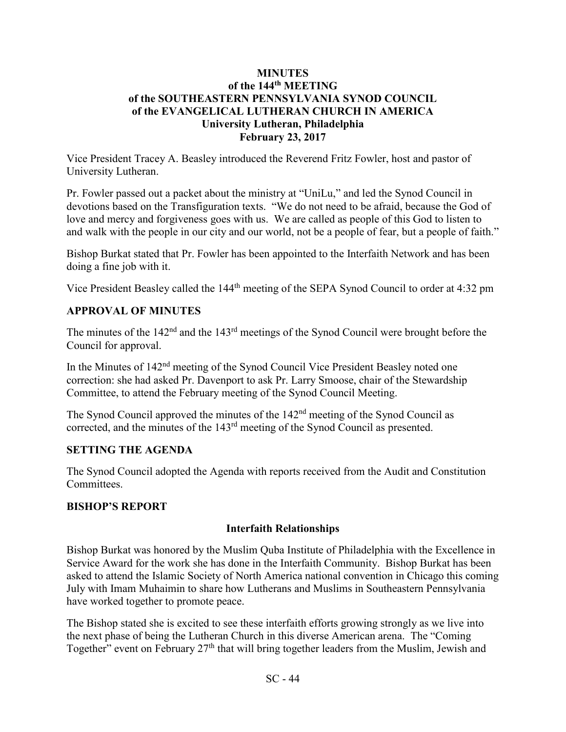**MINUTES**
**of the 144th MEETING**
**of the SOUTHEASTERN PENNSYLVANIA SYNOD COUNCIL**
**of the EVANGELICAL LUTHERAN CHURCH IN AMERICA**
**University Lutheran, Philadelphia**
**February 23, 2017**

Vice President Tracey A. Beasley introduced the Reverend Fritz Fowler, host and pastor of University Lutheran.

Pr. Fowler passed out a packet about the ministry at "UniLu," and led the Synod Council in devotions based on the Transfiguration texts. "We do not need to be afraid, because the God of love and mercy and forgiveness goes with us. We are called as people of this God to listen to and walk with the people in our city and our world, not be a people of fear, but a people of faith."

Bishop Burkat stated that Pr. Fowler has been appointed to the Interfaith Network and has been doing a fine job with it.

Vice President Beasley called the 144th meeting of the SEPA Synod Council to order at 4:32 pm

## APPROVAL OF MINUTES

The minutes of the 142nd and the 143rd meetings of the Synod Council were brought before the Council for approval.

In the Minutes of 142nd meeting of the Synod Council Vice President Beasley noted one correction: she had asked Pr. Davenport to ask Pr. Larry Smoose, chair of the Stewardship Committee, to attend the February meeting of the Synod Council Meeting.

The Synod Council approved the minutes of the 142nd meeting of the Synod Council as corrected, and the minutes of the 143rd meeting of the Synod Council as presented.

## SETTING THE AGENDA

The Synod Council adopted the Agenda with reports received from the Audit and Constitution Committees.

## BISHOP'S REPORT

### Interfaith Relationships

Bishop Burkat was honored by the Muslim Quba Institute of Philadelphia with the Excellence in Service Award for the work she has done in the Interfaith Community. Bishop Burkat has been asked to attend the Islamic Society of North America national convention in Chicago this coming July with Imam Muhaimin to share how Lutherans and Muslims in Southeastern Pennsylvania have worked together to promote peace.

The Bishop stated she is excited to see these interfaith efforts growing strongly as we live into the next phase of being the Lutheran Church in this diverse American arena. The "Coming Together" event on February 27th that will bring together leaders from the Muslim, Jewish and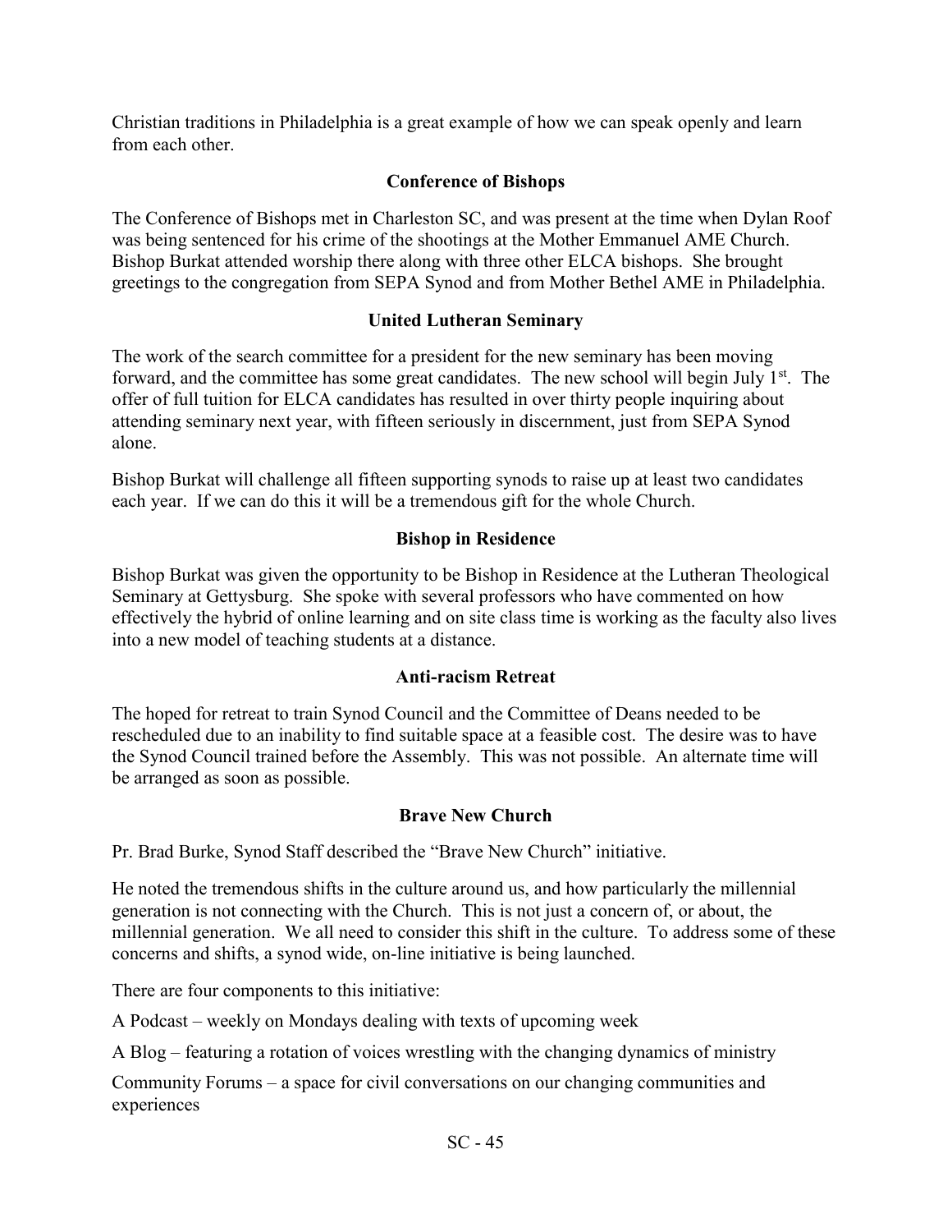Christian traditions in Philadelphia is a great example of how we can speak openly and learn from each other.

### Conference of Bishops

The Conference of Bishops met in Charleston SC, and was present at the time when Dylan Roof was being sentenced for his crime of the shootings at the Mother Emmanuel AME Church. Bishop Burkat attended worship there along with three other ELCA bishops. She brought greetings to the congregation from SEPA Synod and from Mother Bethel AME in Philadelphia.

### United Lutheran Seminary

The work of the search committee for a president for the new seminary has been moving forward, and the committee has some great candidates. The new school will begin July 1st. The offer of full tuition for ELCA candidates has resulted in over thirty people inquiring about attending seminary next year, with fifteen seriously in discernment, just from SEPA Synod alone.

Bishop Burkat will challenge all fifteen supporting synods to raise up at least two candidates each year. If we can do this it will be a tremendous gift for the whole Church.

### Bishop in Residence

Bishop Burkat was given the opportunity to be Bishop in Residence at the Lutheran Theological Seminary at Gettysburg. She spoke with several professors who have commented on how effectively the hybrid of online learning and on site class time is working as the faculty also lives into a new model of teaching students at a distance.

### Anti-racism Retreat

The hoped for retreat to train Synod Council and the Committee of Deans needed to be rescheduled due to an inability to find suitable space at a feasible cost. The desire was to have the Synod Council trained before the Assembly. This was not possible. An alternate time will be arranged as soon as possible.

### Brave New Church

Pr. Brad Burke, Synod Staff described the "Brave New Church" initiative.

He noted the tremendous shifts in the culture around us, and how particularly the millennial generation is not connecting with the Church. This is not just a concern of, or about, the millennial generation. We all need to consider this shift in the culture. To address some of these concerns and shifts, a synod wide, on-line initiative is being launched.

There are four components to this initiative:

A Podcast – weekly on Mondays dealing with texts of upcoming week

A Blog – featuring a rotation of voices wrestling with the changing dynamics of ministry

Community Forums – a space for civil conversations on our changing communities and experiences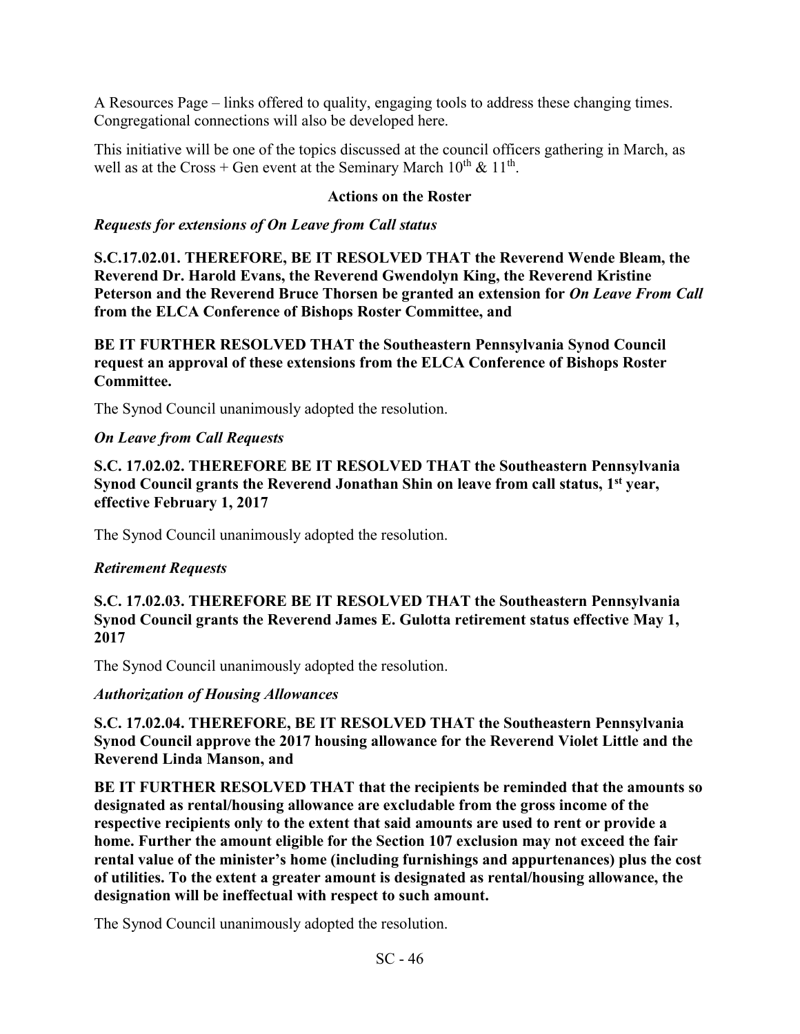A Resources Page – links offered to quality, engaging tools to address these changing times. Congregational connections will also be developed here.

This initiative will be one of the topics discussed at the council officers gathering in March, as well as at the Cross + Gen event at the Seminary March 10th & 11th.

### Actions on the Roster

***Requests for extensions of On Leave from Call status***

**S.C.17.02.01. THEREFORE, BE IT RESOLVED THAT the Reverend Wende Bleam, the Reverend Dr. Harold Evans, the Reverend Gwendolyn King, the Reverend Kristine Peterson and the Reverend Bruce Thorsen be granted an extension for *On Leave From Call* from the ELCA Conference of Bishops Roster Committee, and**

**BE IT FURTHER RESOLVED THAT the Southeastern Pennsylvania Synod Council request an approval of these extensions from the ELCA Conference of Bishops Roster Committee.**

The Synod Council unanimously adopted the resolution.

***On Leave from Call Requests***

**S.C. 17.02.02. THEREFORE BE IT RESOLVED THAT the Southeastern Pennsylvania Synod Council grants the Reverend Jonathan Shin on leave from call status, 1st year, effective February 1, 2017**

The Synod Council unanimously adopted the resolution.

***Retirement Requests***

**S.C. 17.02.03. THEREFORE BE IT RESOLVED THAT the Southeastern Pennsylvania Synod Council grants the Reverend James E. Gulotta retirement status effective May 1, 2017**

The Synod Council unanimously adopted the resolution.

***Authorization of Housing Allowances***

**S.C. 17.02.04. THEREFORE, BE IT RESOLVED THAT the Southeastern Pennsylvania Synod Council approve the 2017 housing allowance for the Reverend Violet Little and the Reverend Linda Manson, and**

**BE IT FURTHER RESOLVED THAT that the recipients be reminded that the amounts so designated as rental/housing allowance are excludable from the gross income of the respective recipients only to the extent that said amounts are used to rent or provide a home. Further the amount eligible for the Section 107 exclusion may not exceed the fair rental value of the minister's home (including furnishings and appurtenances) plus the cost of utilities. To the extent a greater amount is designated as rental/housing allowance, the designation will be ineffectual with respect to such amount.**

The Synod Council unanimously adopted the resolution.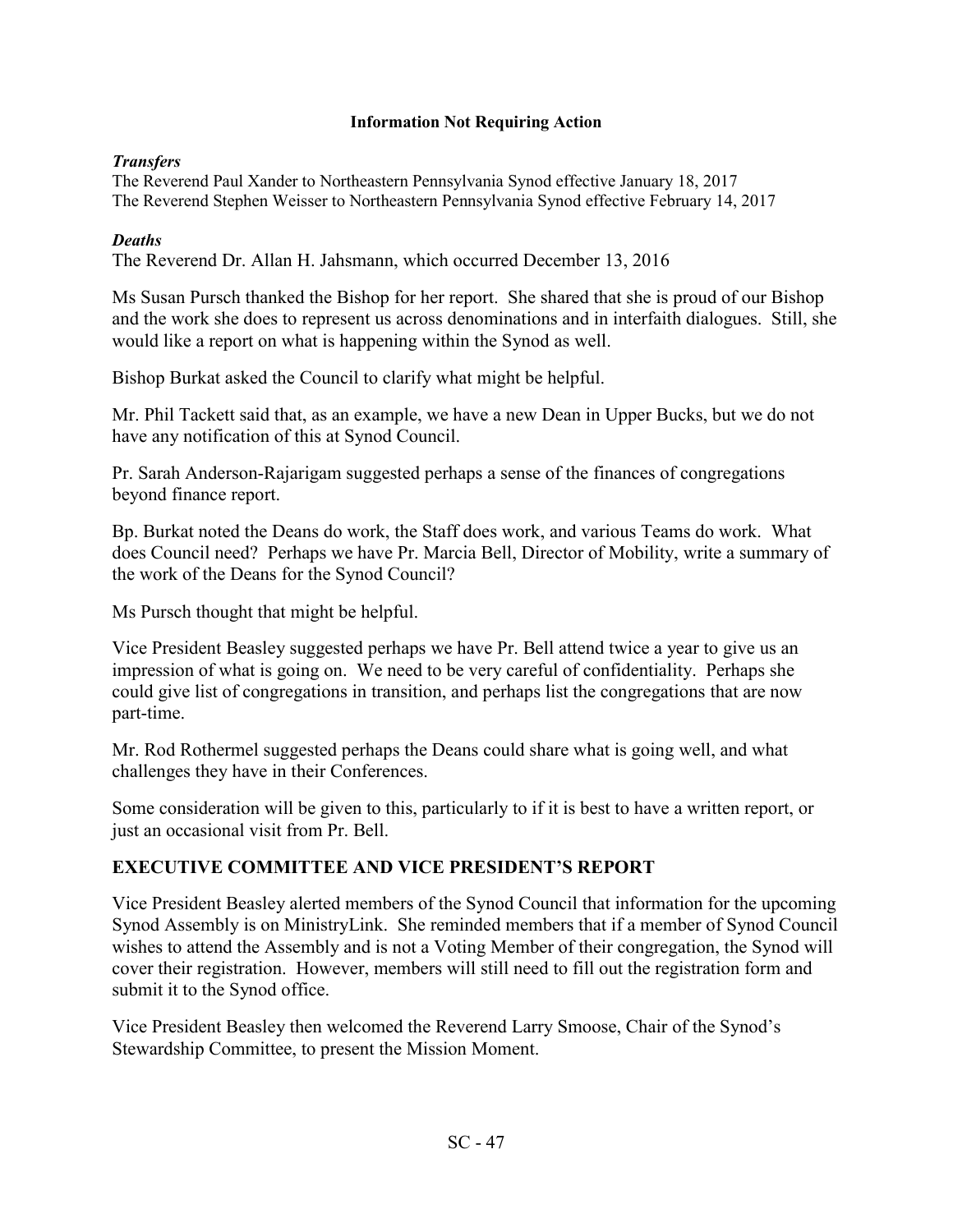**Information Not Requiring Action**

***Transfers***

The Reverend Paul Xander to Northeastern Pennsylvania Synod effective January 18, 2017
The Reverend Stephen Weisser to Northeastern Pennsylvania Synod effective February 14, 2017

***Deaths***

The Reverend Dr. Allan H. Jahsmann, which occurred December 13, 2016

Ms Susan Pursch thanked the Bishop for her report. She shared that she is proud of our Bishop and the work she does to represent us across denominations and in interfaith dialogues. Still, she would like a report on what is happening within the Synod as well.

Bishop Burkat asked the Council to clarify what might be helpful.

Mr. Phil Tackett said that, as an example, we have a new Dean in Upper Bucks, but we do not have any notification of this at Synod Council.

Pr. Sarah Anderson-Rajarigam suggested perhaps a sense of the finances of congregations beyond finance report.

Bp. Burkat noted the Deans do work, the Staff does work, and various Teams do work. What does Council need? Perhaps we have Pr. Marcia Bell, Director of Mobility, write a summary of the work of the Deans for the Synod Council?

Ms Pursch thought that might be helpful.

Vice President Beasley suggested perhaps we have Pr. Bell attend twice a year to give us an impression of what is going on. We need to be very careful of confidentiality. Perhaps she could give list of congregations in transition, and perhaps list the congregations that are now part-time.

Mr. Rod Rothermel suggested perhaps the Deans could share what is going well, and what challenges they have in their Conferences.

Some consideration will be given to this, particularly to if it is best to have a written report, or just an occasional visit from Pr. Bell.

## EXECUTIVE COMMITTEE AND VICE PRESIDENT'S REPORT

Vice President Beasley alerted members of the Synod Council that information for the upcoming Synod Assembly is on MinistryLink. She reminded members that if a member of Synod Council wishes to attend the Assembly and is not a Voting Member of their congregation, the Synod will cover their registration. However, members will still need to fill out the registration form and submit it to the Synod office.

Vice President Beasley then welcomed the Reverend Larry Smoose, Chair of the Synod's Stewardship Committee, to present the Mission Moment.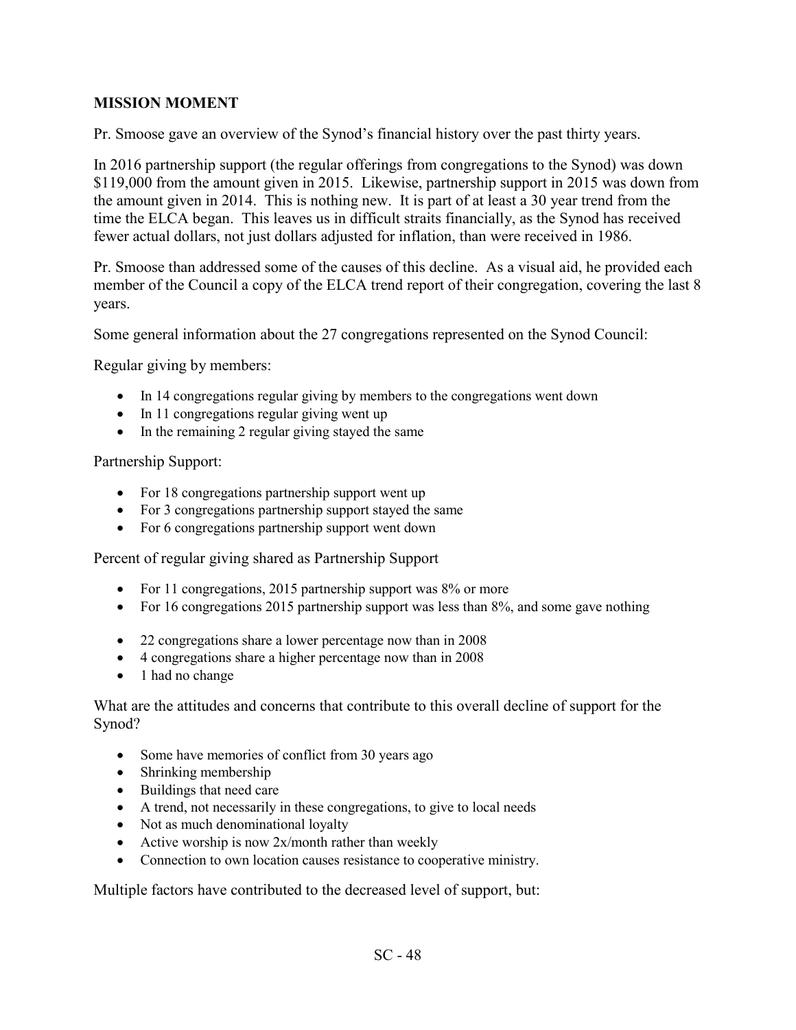**MISSION MOMENT**

Pr. Smoose gave an overview of the Synod's financial history over the past thirty years.

In 2016 partnership support (the regular offerings from congregations to the Synod) was down $119,000 from the amount given in 2015. Likewise, partnership support in 2015 was down from the amount given in 2014. This is nothing new. It is part of at least a 30 year trend from the time the ELCA began. This leaves us in difficult straits financially, as the Synod has received fewer actual dollars, not just dollars adjusted for inflation, than were received in 1986.

Pr. Smoose than addressed some of the causes of this decline. As a visual aid, he provided each member of the Council a copy of the ELCA trend report of their congregation, covering the last 8 years.

Some general information about the 27 congregations represented on the Synod Council:

Regular giving by members:

- In 14 congregations regular giving by members to the congregations went down
- In 11 congregations regular giving went up
- In the remaining 2 regular giving stayed the same

Partnership Support:

- For 18 congregations partnership support went up
- For 3 congregations partnership support stayed the same
- For 6 congregations partnership support went down

Percent of regular giving shared as Partnership Support

- For 11 congregations, 2015 partnership support was 8% or more
- For 16 congregations 2015 partnership support was less than 8%, and some gave nothing

- 22 congregations share a lower percentage now than in 2008
- 4 congregations share a higher percentage now than in 2008
- 1 had no change

What are the attitudes and concerns that contribute to this overall decline of support for the Synod?

- Some have memories of conflict from 30 years ago
- Shrinking membership
- Buildings that need care
- A trend, not necessarily in these congregations, to give to local needs
- Not as much denominational loyalty
- Active worship is now 2x/month rather than weekly
- Connection to own location causes resistance to cooperative ministry.

Multiple factors have contributed to the decreased level of support, but: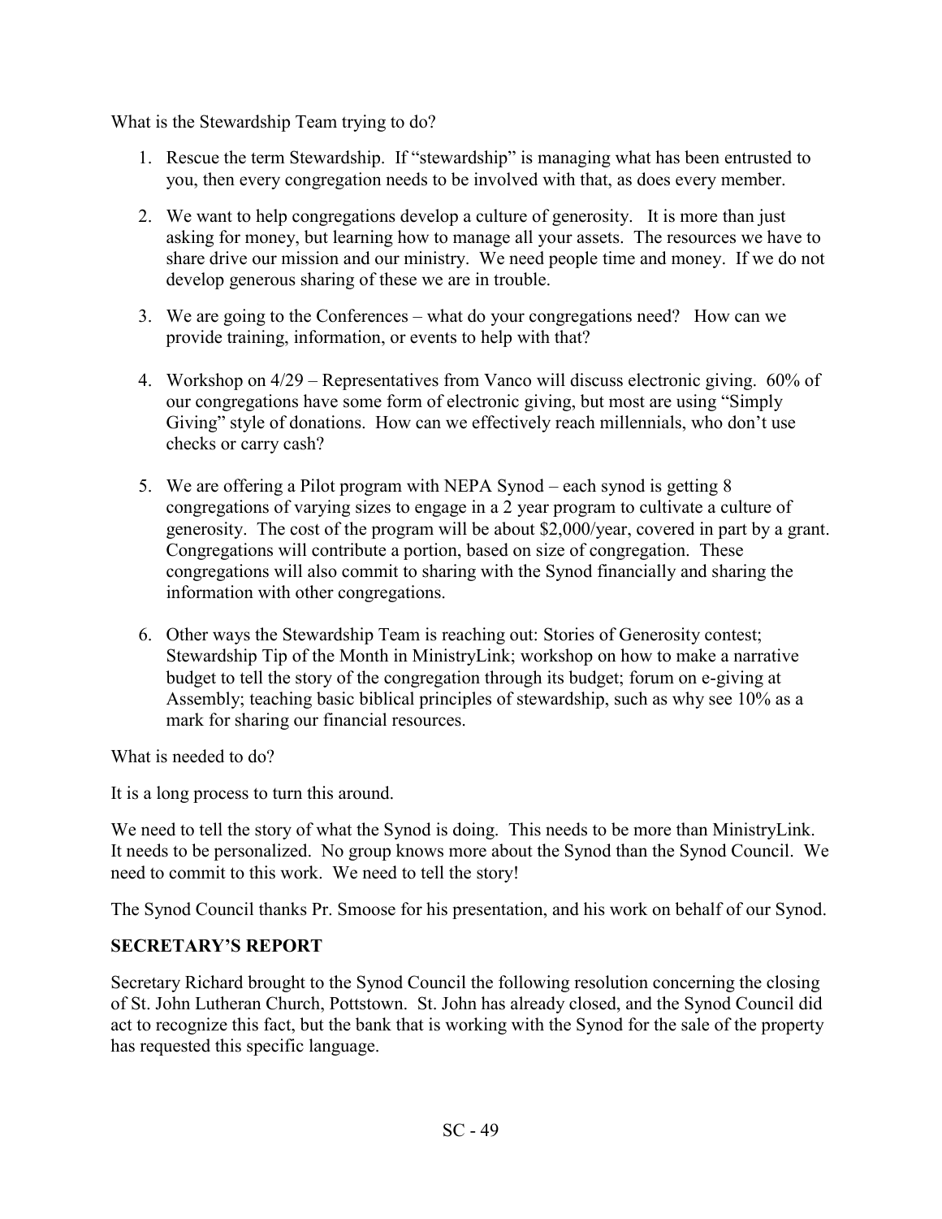What is the Stewardship Team trying to do?

1. Rescue the term Stewardship. If "stewardship" is managing what has been entrusted to you, then every congregation needs to be involved with that, as does every member.

2. We want to help congregations develop a culture of generosity. It is more than just asking for money, but learning how to manage all your assets. The resources we have to share drive our mission and our ministry. We need people time and money. If we do not develop generous sharing of these we are in trouble.

3. We are going to the Conferences – what do your congregations need? How can we provide training, information, or events to help with that?

4. Workshop on 4/29 – Representatives from Vanco will discuss electronic giving. 60% of our congregations have some form of electronic giving, but most are using "Simply Giving" style of donations. How can we effectively reach millennials, who don't use checks or carry cash?

5. We are offering a Pilot program with NEPA Synod – each synod is getting 8 congregations of varying sizes to engage in a 2 year program to cultivate a culture of generosity. The cost of the program will be about $2,000/year, covered in part by a grant. Congregations will contribute a portion, based on size of congregation. These congregations will also commit to sharing with the Synod financially and sharing the information with other congregations.

6. Other ways the Stewardship Team is reaching out: Stories of Generosity contest; Stewardship Tip of the Month in MinistryLink; workshop on how to make a narrative budget to tell the story of the congregation through its budget; forum on e-giving at Assembly; teaching basic biblical principles of stewardship, such as why see 10% as a mark for sharing our financial resources.

What is needed to do?

It is a long process to turn this around.

We need to tell the story of what the Synod is doing. This needs to be more than MinistryLink. It needs to be personalized. No group knows more about the Synod than the Synod Council. We need to commit to this work. We need to tell the story!

The Synod Council thanks Pr. Smoose for his presentation, and his work on behalf of our Synod.

**SECRETARY'S REPORT**

Secretary Richard brought to the Synod Council the following resolution concerning the closing of St. John Lutheran Church, Pottstown. St. John has already closed, and the Synod Council did act to recognize this fact, but the bank that is working with the Synod for the sale of the property has requested this specific language.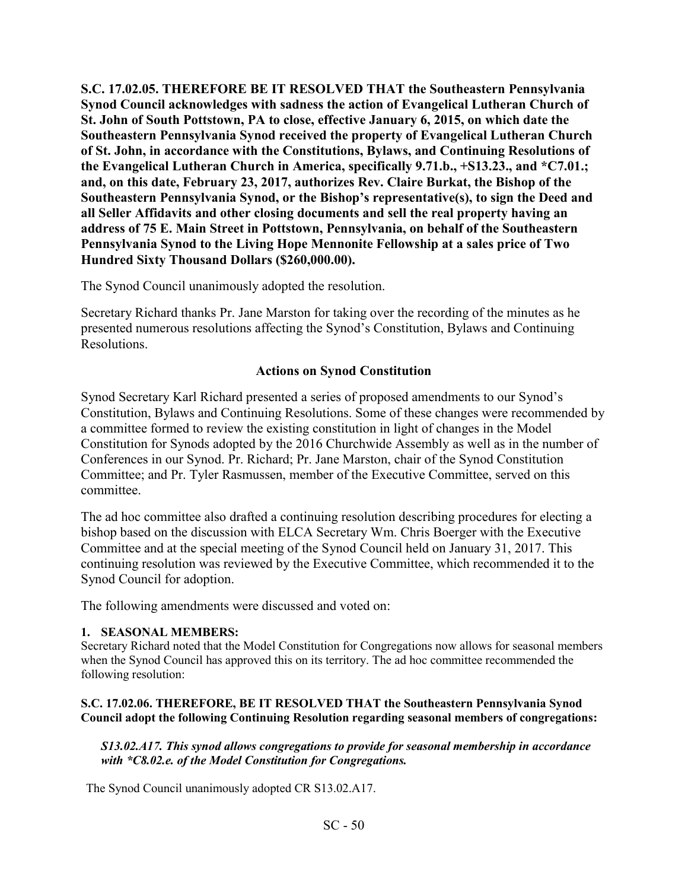**S.C. 17.02.05. THEREFORE BE IT RESOLVED THAT the Southeastern Pennsylvania Synod Council acknowledges with sadness the action of Evangelical Lutheran Church of St. John of South Pottstown, PA to close, effective January 6, 2015, on which date the Southeastern Pennsylvania Synod received the property of Evangelical Lutheran Church of St. John, in accordance with the Constitutions, Bylaws, and Continuing Resolutions of the Evangelical Lutheran Church in America, specifically 9.71.b., +S13.23., and *C7.01.; and, on this date, February 23, 2017, authorizes Rev. Claire Burkat, the Bishop of the Southeastern Pennsylvania Synod, or the Bishop's representative(s), to sign the Deed and all Seller Affidavits and other closing documents and sell the real property having an address of 75 E. Main Street in Pottstown, Pennsylvania, on behalf of the Southeastern Pennsylvania Synod to the Living Hope Mennonite Fellowship at a sales price of Two Hundred Sixty Thousand Dollars ($260,000.00).**

The Synod Council unanimously adopted the resolution.

Secretary Richard thanks Pr. Jane Marston for taking over the recording of the minutes as he presented numerous resolutions affecting the Synod's Constitution, Bylaws and Continuing Resolutions.

## Actions on Synod Constitution

Synod Secretary Karl Richard presented a series of proposed amendments to our Synod's Constitution, Bylaws and Continuing Resolutions. Some of these changes were recommended by a committee formed to review the existing constitution in light of changes in the Model Constitution for Synods adopted by the 2016 Churchwide Assembly as well as in the number of Conferences in our Synod. Pr. Richard; Pr. Jane Marston, chair of the Synod Constitution Committee; and Pr. Tyler Rasmussen, member of the Executive Committee, served on this committee.

The ad hoc committee also drafted a continuing resolution describing procedures for electing a bishop based on the discussion with ELCA Secretary Wm. Chris Boerger with the Executive Committee and at the special meeting of the Synod Council held on January 31, 2017. This continuing resolution was reviewed by the Executive Committee, which recommended it to the Synod Council for adoption.

The following amendments were discussed and voted on:

**1. SEASONAL MEMBERS:**

Secretary Richard noted that the Model Constitution for Congregations now allows for seasonal members when the Synod Council has approved this on its territory. The ad hoc committee recommended the following resolution:

**S.C. 17.02.06. THEREFORE, BE IT RESOLVED THAT the Southeastern Pennsylvania Synod Council adopt the following Continuing Resolution regarding seasonal members of congregations:**

> ***S13.02.A17. This synod allows congregations to provide for seasonal membership in accordance with *C8.02.e. of the Model Constitution for Congregations.***

The Synod Council unanimously adopted CR S13.02.A17.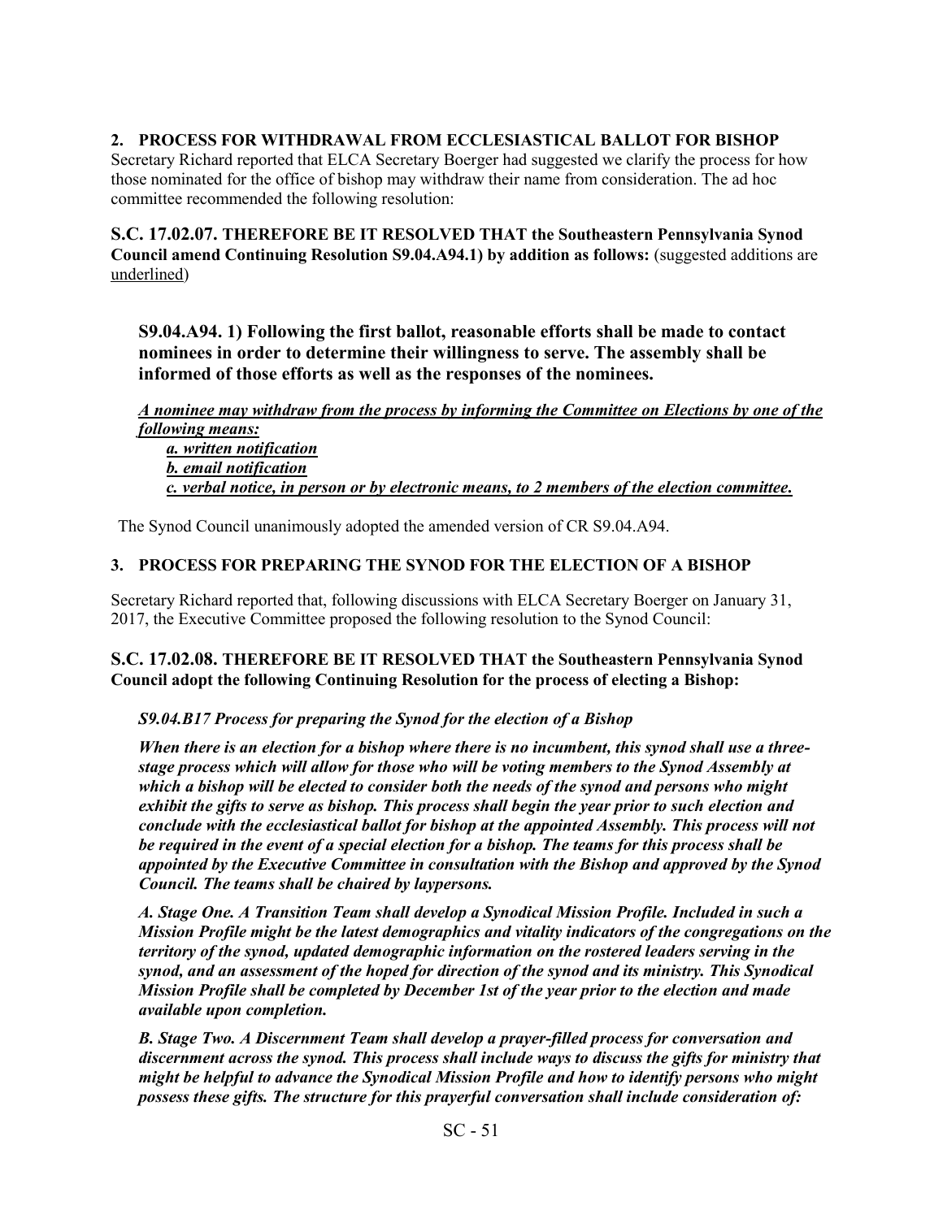## 2. PROCESS FOR WITHDRAWAL FROM ECCLESIASTICAL BALLOT FOR BISHOP

Secretary Richard reported that ELCA Secretary Boerger had suggested we clarify the process for how those nominated for the office of bishop may withdraw their name from consideration. The ad hoc committee recommended the following resolution:

**S.C. 17.02.07. THEREFORE BE IT RESOLVED THAT the Southeastern Pennsylvania Synod Council amend Continuing Resolution S9.04.A94.1) by addition as follows:** (suggested additions are <u>underlined</u>)

> **S9.04.A94. 1) Following the first ballot, reasonable efforts shall be made to contact nominees in order to determine their willingness to serve. The assembly shall be informed of those efforts as well as the responses of the nominees.**

***<u>A nominee may withdraw from the process by informing the Committee on Elections by one of the following means:</u>***

- ***<u>a. written notification</u>***
- ***<u>b. email notification</u>***
- ***<u>c. verbal notice, in person or by electronic means, to 2 members of the election committee.</u>***

The Synod Council unanimously adopted the amended version of CR S9.04.A94.

## 3. PROCESS FOR PREPARING THE SYNOD FOR THE ELECTION OF A BISHOP

Secretary Richard reported that, following discussions with ELCA Secretary Boerger on January 31, 2017, the Executive Committee proposed the following resolution to the Synod Council:

**S.C. 17.02.08. THEREFORE BE IT RESOLVED THAT the Southeastern Pennsylvania Synod Council adopt the following Continuing Resolution for the process of electing a Bishop:**

***S9.04.B17 Process for preparing the Synod for the election of a Bishop***

***When there is an election for a bishop where there is no incumbent, this synod shall use a three-stage process which will allow for those who will be voting members to the Synod Assembly at which a bishop will be elected to consider both the needs of the synod and persons who might exhibit the gifts to serve as bishop. This process shall begin the year prior to such election and conclude with the ecclesiastical ballot for bishop at the appointed Assembly. This process will not be required in the event of a special election for a bishop. The teams for this process shall be appointed by the Executive Committee in consultation with the Bishop and approved by the Synod Council. The teams shall be chaired by laypersons.***

***A. Stage One. A Transition Team shall develop a Synodical Mission Profile. Included in such a Mission Profile might be the latest demographics and vitality indicators of the congregations on the territory of the synod, updated demographic information on the rostered leaders serving in the synod, and an assessment of the hoped for direction of the synod and its ministry. This Synodical Mission Profile shall be completed by December 1st of the year prior to the election and made available upon completion.***

***B. Stage Two. A Discernment Team shall develop a prayer-filled process for conversation and discernment across the synod. This process shall include ways to discuss the gifts for ministry that might be helpful to advance the Synodical Mission Profile and how to identify persons who might possess these gifts. The structure for this prayerful conversation shall include consideration of:***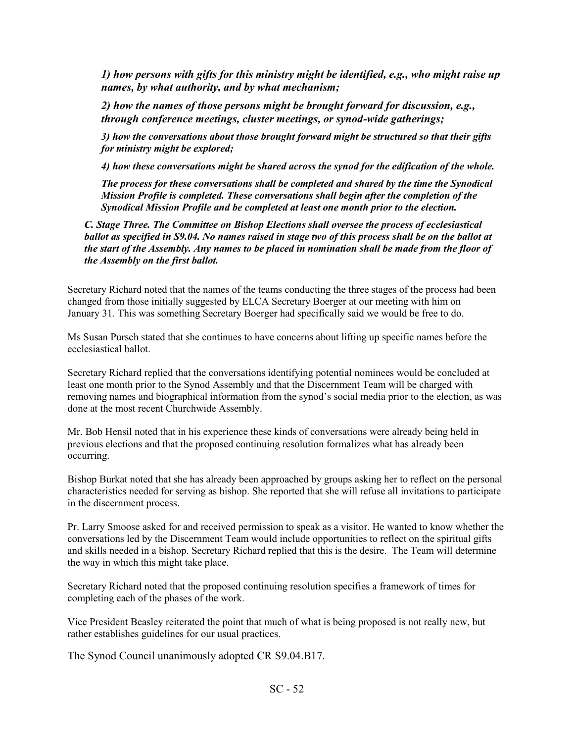*1) how persons with gifts for this ministry might be identified, e.g., who might raise up names, by what authority, and by what mechanism;*

*2) how the names of those persons might be brought forward for discussion, e.g., through conference meetings, cluster meetings, or synod-wide gatherings;*

*3) how the conversations about those brought forward might be structured so that their gifts for ministry might be explored;*

*4) how these conversations might be shared across the synod for the edification of the whole.*

*The process for these conversations shall be completed and shared by the time the Synodical Mission Profile is completed. These conversations shall begin after the completion of the Synodical Mission Profile and be completed at least one month prior to the election.*

***C. Stage Three. The Committee on Bishop Elections shall oversee the process of ecclesiastical ballot as specified in S9.04. No names raised in stage two of this process shall be on the ballot at the start of the Assembly. Any names to be placed in nomination shall be made from the floor of the Assembly on the first ballot.***

Secretary Richard noted that the names of the teams conducting the three stages of the process had been changed from those initially suggested by ELCA Secretary Boerger at our meeting with him on January 31. This was something Secretary Boerger had specifically said we would be free to do.

Ms Susan Pursch stated that she continues to have concerns about lifting up specific names before the ecclesiastical ballot.

Secretary Richard replied that the conversations identifying potential nominees would be concluded at least one month prior to the Synod Assembly and that the Discernment Team will be charged with removing names and biographical information from the synod's social media prior to the election, as was done at the most recent Churchwide Assembly.

Mr. Bob Hensil noted that in his experience these kinds of conversations were already being held in previous elections and that the proposed continuing resolution formalizes what has already been occurring.

Bishop Burkat noted that she has already been approached by groups asking her to reflect on the personal characteristics needed for serving as bishop. She reported that she will refuse all invitations to participate in the discernment process.

Pr. Larry Smoose asked for and received permission to speak as a visitor. He wanted to know whether the conversations led by the Discernment Team would include opportunities to reflect on the spiritual gifts and skills needed in a bishop. Secretary Richard replied that this is the desire. The Team will determine the way in which this might take place.

Secretary Richard noted that the proposed continuing resolution specifies a framework of times for completing each of the phases of the work.

Vice President Beasley reiterated the point that much of what is being proposed is not really new, but rather establishes guidelines for our usual practices.

The Synod Council unanimously adopted CR S9.04.B17.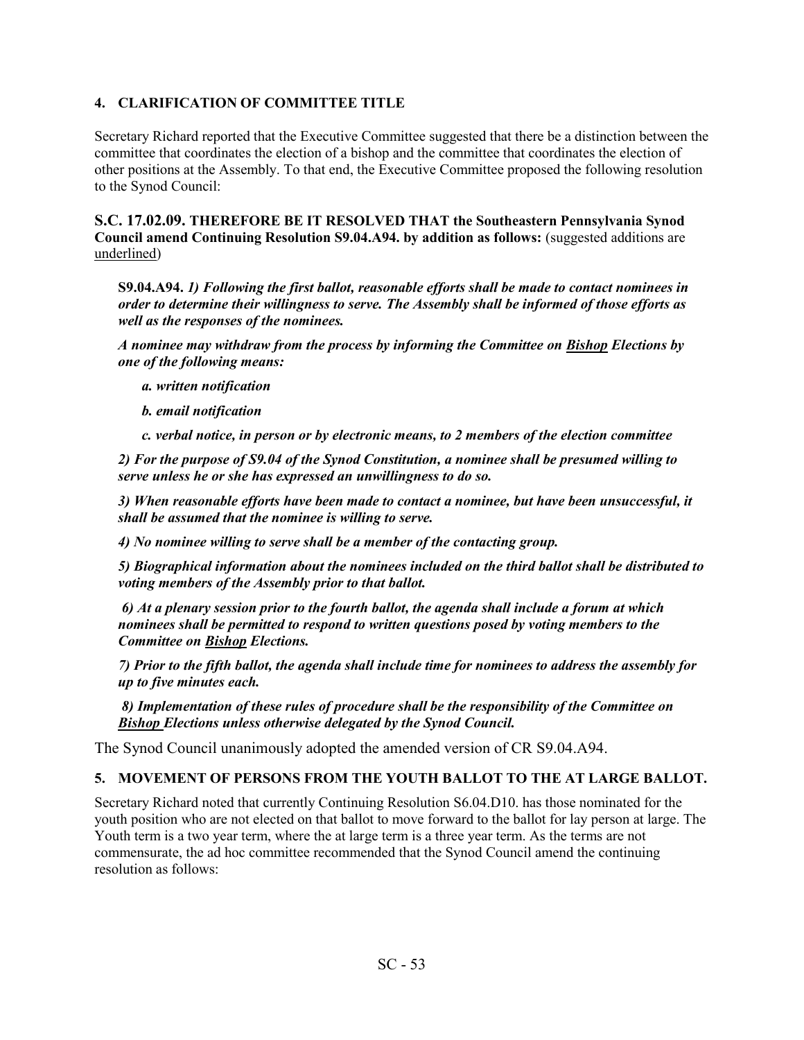**4. CLARIFICATION OF COMMITTEE TITLE**

Secretary Richard reported that the Executive Committee suggested that there be a distinction between the committee that coordinates the election of a bishop and the committee that coordinates the election of other positions at the Assembly. To that end, the Executive Committee proposed the following resolution to the Synod Council:

**S.C. 17.02.09. THEREFORE BE IT RESOLVED THAT the Southeastern Pennsylvania Synod Council amend Continuing Resolution S9.04.A94. by addition as follows:** (suggested additions are <u>underlined</u>)

> **S9.04.A94.** ***1) Following the first ballot, reasonable efforts shall be made to contact nominees in order to determine their willingness to serve. The Assembly shall be informed of those efforts as well as the responses of the nominees.***
>
> ***A nominee may withdraw from the process by informing the Committee on <u>Bishop</u> Elections by one of the following means:***
>
> > ***a. written notification***
> >
> > ***b. email notification***
> >
> > ***c. verbal notice, in person or by electronic means, to 2 members of the election committee***
>
> ***2) For the purpose of S9.04 of the Synod Constitution, a nominee shall be presumed willing to serve unless he or she has expressed an unwillingness to do so.***
>
> ***3) When reasonable efforts have been made to contact a nominee, but have been unsuccessful, it shall be assumed that the nominee is willing to serve.***
>
> ***4) No nominee willing to serve shall be a member of the contacting group.***
>
> ***5) Biographical information about the nominees included on the third ballot shall be distributed to voting members of the Assembly prior to that ballot.***
>
> ***6) At a plenary session prior to the fourth ballot, the agenda shall include a forum at which nominees shall be permitted to respond to written questions posed by voting members to the Committee on <u>Bishop</u> Elections.***
>
> ***7) Prior to the fifth ballot, the agenda shall include time for nominees to address the assembly for up to five minutes each.***
>
> ***8) Implementation of these rules of procedure shall be the responsibility of the Committee on <u>Bishop</u> Elections unless otherwise delegated by the Synod Council.***

The Synod Council unanimously adopted the amended version of CR S9.04.A94.

**5. MOVEMENT OF PERSONS FROM THE YOUTH BALLOT TO THE AT LARGE BALLOT.**

Secretary Richard noted that currently Continuing Resolution S6.04.D10. has those nominated for the youth position who are not elected on that ballot to move forward to the ballot for lay person at large. The Youth term is a two year term, where the at large term is a three year term. As the terms are not commensurate, the ad hoc committee recommended that the Synod Council amend the continuing resolution as follows: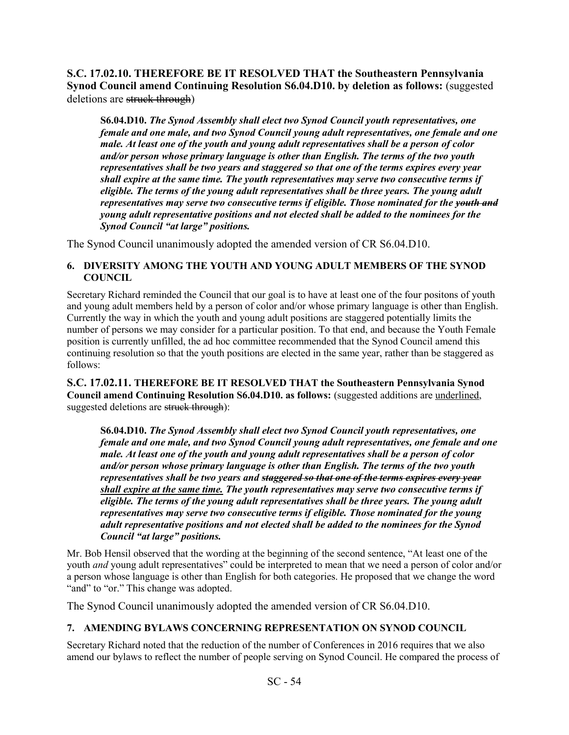**S.C. 17.02.10. THEREFORE BE IT RESOLVED THAT the Southeastern Pennsylvania Synod Council amend Continuing Resolution S6.04.D10. by deletion as follows:** (suggested deletions are ~~struck through~~)

> **S6.04.D10.** ***The Synod Assembly shall elect two Synod Council youth representatives, one female and one male, and two Synod Council young adult representatives, one female and one male. At least one of the youth and young adult representatives shall be a person of color and/or person whose primary language is other than English. The terms of the two youth representatives shall be two years and staggered so that one of the terms expires every year shall expire at the same time. The youth representatives may serve two consecutive terms if eligible. The terms of the young adult representatives shall be three years. The young adult representatives may serve two consecutive terms if eligible. Those nominated for the ~~youth and~~ young adult representative positions and not elected shall be added to the nominees for the Synod Council "at large" positions.***

The Synod Council unanimously adopted the amended version of CR S6.04.D10.

#### 6. DIVERSITY AMONG THE YOUTH AND YOUNG ADULT MEMBERS OF THE SYNOD COUNCIL

Secretary Richard reminded the Council that our goal is to have at least one of the four positons of youth and young adult members held by a person of color and/or whose primary language is other than English. Currently the way in which the youth and young adult positions are staggered potentially limits the number of persons we may consider for a particular position. To that end, and because the Youth Female position is currently unfilled, the ad hoc committee recommended that the Synod Council amend this continuing resolution so that the youth positions are elected in the same year, rather than be staggered as follows:

**S.C. 17.02.11. THEREFORE BE IT RESOLVED THAT the Southeastern Pennsylvania Synod Council amend Continuing Resolution S6.04.D10. as follows:** (suggested additions are <u>underlined</u>, suggested deletions are ~~struck through~~):

> **S6.04.D10.** ***The Synod Assembly shall elect two Synod Council youth representatives, one female and one male, and two Synod Council young adult representatives, one female and one male. At least one of the youth and young adult representatives shall be a person of color and/or person whose primary language is other than English. The terms of the two youth representatives shall be two years and ~~staggered so that one of the terms expires every year~~ <u>shall expire at the same time.</u> The youth representatives may serve two consecutive terms if eligible. The terms of the young adult representatives shall be three years. The young adult representatives may serve two consecutive terms if eligible. Those nominated for the young adult representative positions and not elected shall be added to the nominees for the Synod Council "at large" positions.***

Mr. Bob Hensil observed that the wording at the beginning of the second sentence, "At least one of the youth *and* young adult representatives" could be interpreted to mean that we need a person of color and/or a person whose language is other than English for both categories. He proposed that we change the word "and" to "or." This change was adopted.

The Synod Council unanimously adopted the amended version of CR S6.04.D10.

#### 7. AMENDING BYLAWS CONCERNING REPRESENTATION ON SYNOD COUNCIL

Secretary Richard noted that the reduction of the number of Conferences in 2016 requires that we also amend our bylaws to reflect the number of people serving on Synod Council. He compared the process of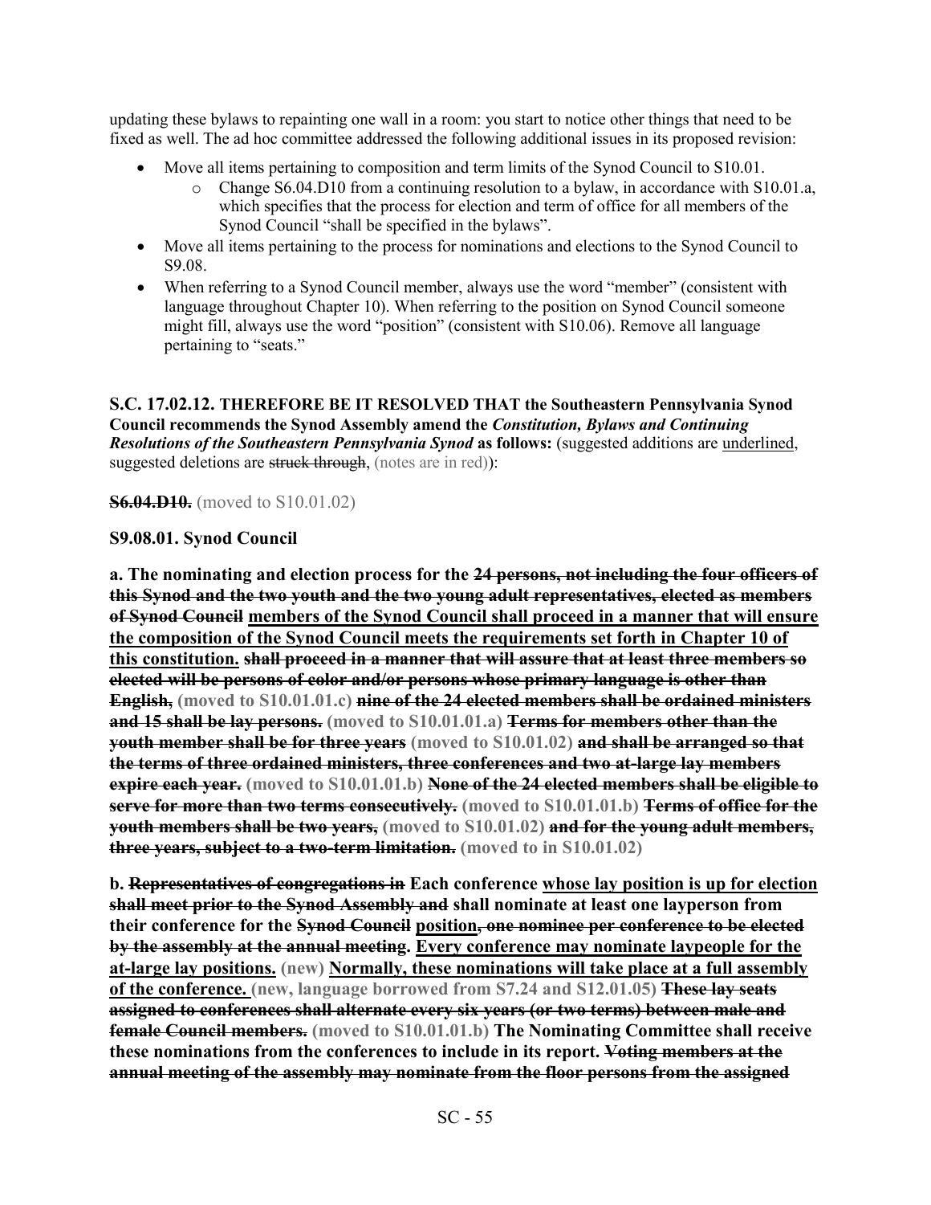updating these bylaws to repainting one wall in a room: you start to notice other things that need to be fixed as well. The ad hoc committee addressed the following additional issues in its proposed revision:

- Move all items pertaining to composition and term limits of the Synod Council to S10.01.
    - Change S6.04.D10 from a continuing resolution to a bylaw, in accordance with S10.01.a, which specifies that the process for election and term of office for all members of the Synod Council "shall be specified in the bylaws".
- Move all items pertaining to the process for nominations and elections to the Synod Council to S9.08.
- When referring to a Synod Council member, always use the word "member" (consistent with language throughout Chapter 10). When referring to the position on Synod Council someone might fill, always use the word "position" (consistent with S10.06). Remove all language pertaining to "seats."

**S.C. 17.02.12. THEREFORE BE IT RESOLVED THAT the Southeastern Pennsylvania Synod Council recommends the Synod Assembly amend the *Constitution, Bylaws and Continuing Resolutions of the Southeastern Pennsylvania Synod* as follows:** (suggested additions are <u>underlined</u>, suggested deletions are ~~struck through~~, (notes are in red)):

~~**S6.04.D10.**~~ (moved to S10.01.02)

**S9.08.01. Synod Council**

**a. The nominating and election process for the ~~24 persons, not including the four officers of this Synod and the two youth and the two young adult representatives, elected as members of Synod Council~~ <u>members of the Synod Council shall proceed in a manner that will ensure the composition of the Synod Council meets the requirements set forth in Chapter 10 of this constitution.</u> ~~shall proceed in a manner that will assure that at least three members so elected will be persons of color and/or persons whose primary language is other than English,~~ (moved to S10.01.01.c) ~~nine of the 24 elected members shall be ordained ministers and 15 shall be lay persons.~~ (moved to S10.01.01.a) ~~Terms for members other than the youth member shall be for three years~~ (moved to S10.01.02) ~~and shall be arranged so that the terms of three ordained ministers, three conferences and two at-large lay members expire each year.~~ (moved to S10.01.01.b) ~~None of the 24 elected members shall be eligible to serve for more than two terms consecutively.~~ (moved to S10.01.01.b) ~~Terms of office for the youth members shall be two years,~~ (moved to S10.01.02) ~~and for the young adult members, three years, subject to a two-term limitation.~~ (moved to in S10.01.02)**

**b. ~~Representatives of congregations in~~ Each conference <u>whose lay position is up for election</u> ~~shall meet prior to the Synod Assembly and~~ shall nominate at least one layperson from their conference for the ~~Synod Council~~ <u>position</u>~~, one nominee per conference to be elected by the assembly at the annual meeting~~. <u>Every conference may nominate laypeople for the at-large lay positions.</u> (new) <u>Normally, these nominations will take place at a full assembly of the conference.</u> (new, language borrowed from S7.24 and S12.01.05) ~~These lay seats assigned to conferences shall alternate every six years (or two terms) between male and female Council members.~~ (moved to S10.01.01.b) The Nominating Committee shall receive these nominations from the conferences to include in its report. ~~Voting members at the annual meeting of the assembly may nominate from the floor persons from the assigned~~**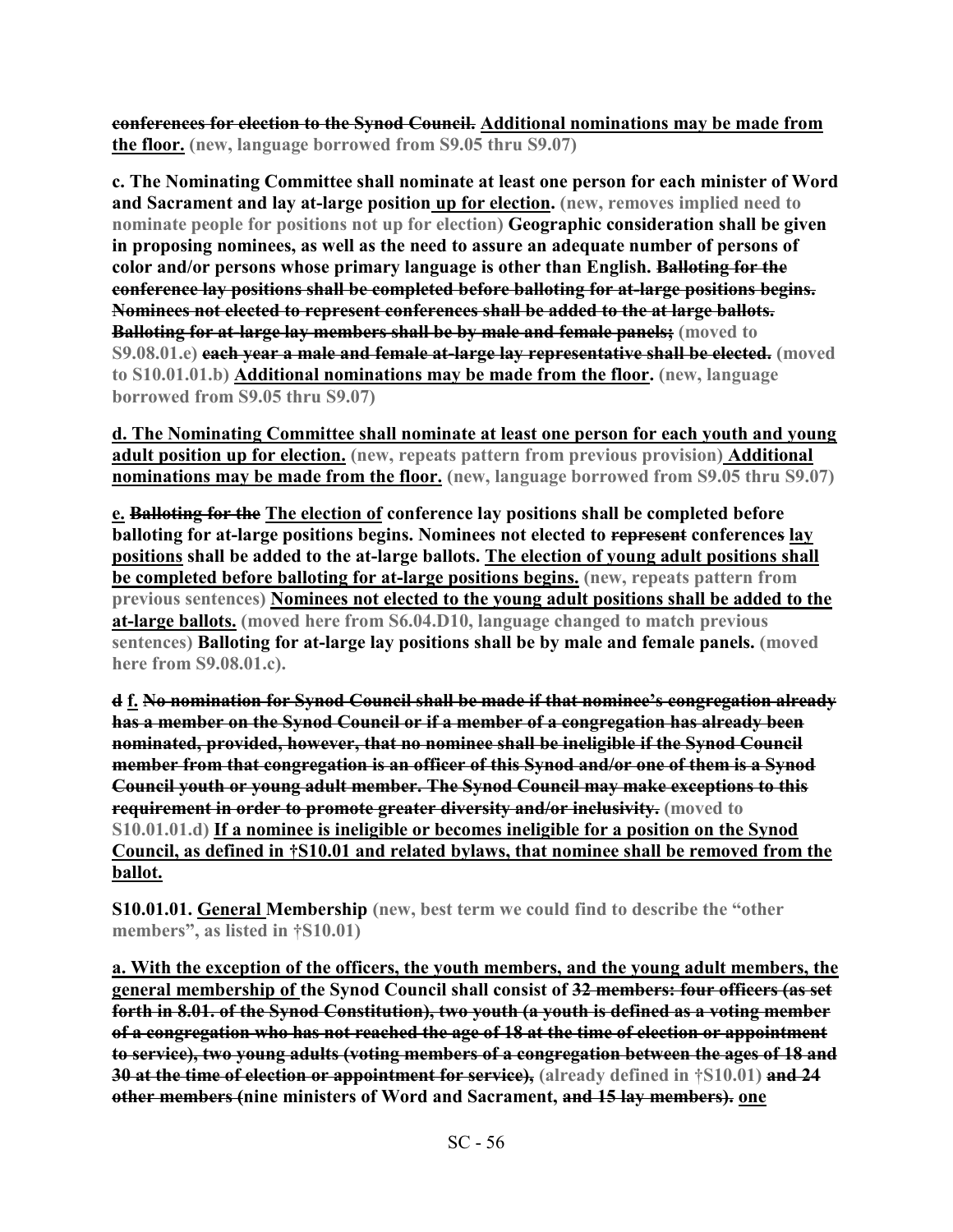**~~conferences for election to the Synod Council.~~** **<u>Additional nominations may be made from the floor.</u>** **(new, language borrowed from S9.05 thru S9.07)**

**c. The Nominating Committee shall nominate at least one person for each minister of Word and Sacrament and lay at-large position <u>up for election</u>.** **(new, removes implied need to nominate people for positions not up for election)** **Geographic consideration shall be given in proposing nominees, as well as the need to assure an adequate number of persons of color and/or persons whose primary language is other than English.** **~~Balloting for the conference lay positions shall be completed before balloting for at-large positions begins. Nominees not elected to represent conferences shall be added to the at large ballots. Balloting for at-large lay members shall be by male and female panels;~~** **(moved to S9.08.01.e)** **~~each year a male and female at-large lay representative shall be elected.~~** **(moved to S10.01.01.b)** **<u>Additional nominations may be made from the floor</u>.** **(new, language borrowed from S9.05 thru S9.07)**

**<u>d. The Nominating Committee shall nominate at least one person for each youth and young adult position up for election.</u>** **(new, repeats pattern from previous provision)** **<u>Additional nominations may be made from the floor.</u>** **(new, language borrowed from S9.05 thru S9.07)**

**<u>e.</u> ~~Balloting for the~~ <u>The election of</u> conference lay positions shall be completed before balloting for at-large positions begins. Nominees not elected to ~~represent~~ conferences <u>lay positions</u> shall be added to the at-large ballots. <u>The election of young adult positions shall be completed before balloting for at-large positions begins.</u>** **(new, repeats pattern from previous sentences)** **<u>Nominees not elected to the young adult positions shall be added to the at-large ballots.</u>** **(moved here from S6.04.D10, language changed to match previous sentences)** **Balloting for at-large lay positions shall be by male and female panels.** **(moved here from S9.08.01.c).**

**~~d~~ <u>f.</u> ~~No nomination for Synod Council shall be made if that nominee's congregation already has a member on the Synod Council or if a member of a congregation has already been nominated, provided, however, that no nominee shall be ineligible if the Synod Council member from that congregation is an officer of this Synod and/or one of them is a Synod Council youth or young adult member. The Synod Council may make exceptions to this requirement in order to promote greater diversity and/or inclusivity.~~** **(moved to S10.01.01.d)** **<u>If a nominee is ineligible or becomes ineligible for a position on the Synod Council, as defined in †S10.01 and related bylaws, that nominee shall be removed from the ballot.</u>**

**S10.01.01. <u>General</u> Membership** **(new, best term we could find to describe the "other members", as listed in †S10.01)**

**<u>a. With the exception of the officers, the youth members, and the young adult members, the general membership of</u> the Synod Council shall consist of ~~32 members: four officers (as set forth in 8.01. of the Synod Constitution), two youth (a youth is defined as a voting member of a congregation who has not reached the age of 18 at the time of election or appointment to service), two young adults (voting members of a congregation between the ages of 18 and 30 at the time of election or appointment for service),~~** **(already defined in †S10.01)** **~~and 24 other members (~~nine ministers of Word and Sacrament, ~~and 15 lay members).~~ <u>one</u>**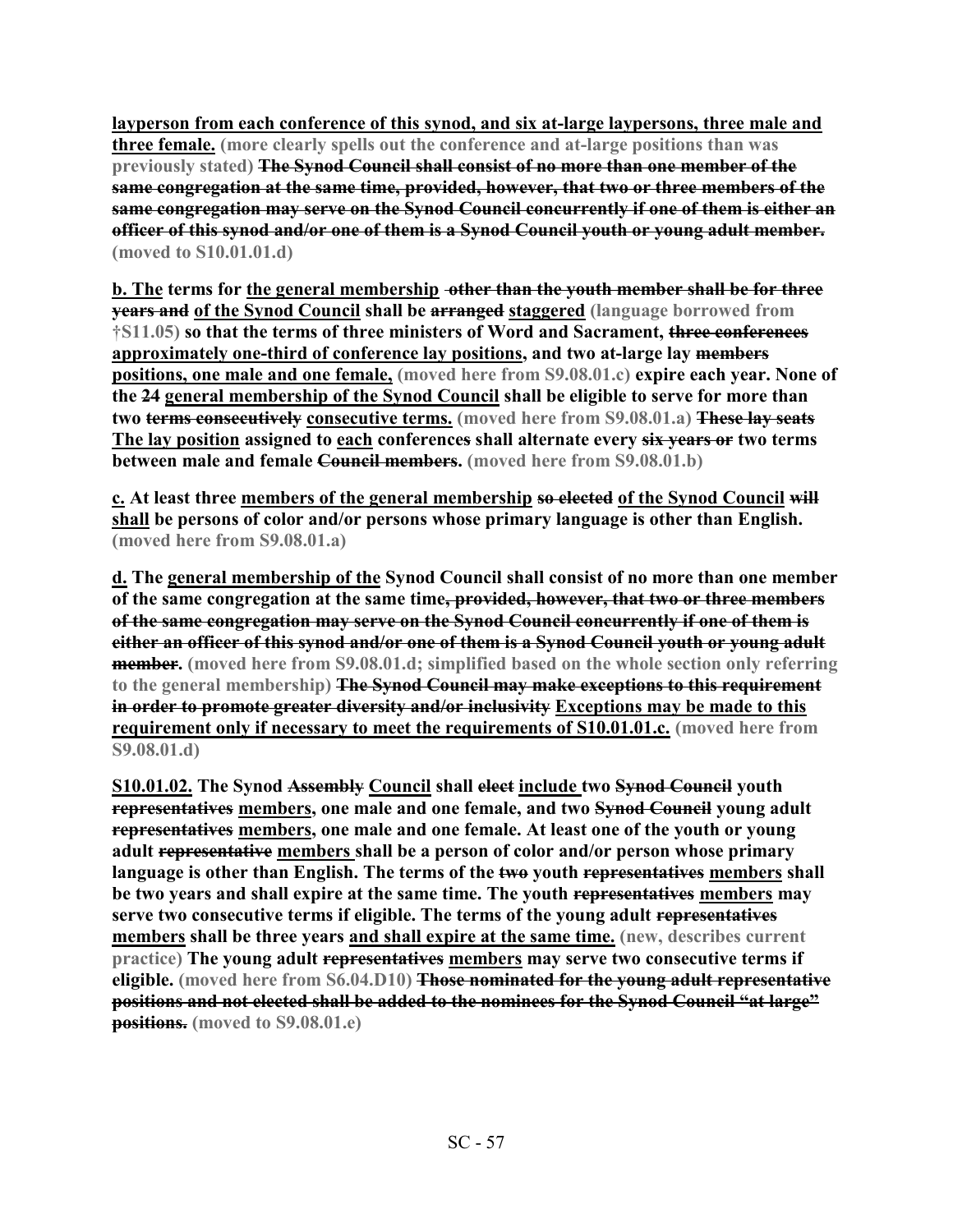**<u>layperson from each conference of this synod, and six at-large laypersons, three male and three female.</u>** (more clearly spells out the conference and at-large positions than was previously stated) **~~The Synod Council shall consist of no more than one member of the same congregation at the same time, provided, however, that two or three members of the same congregation may serve on the Synod Council concurrently if one of them is either an officer of this synod and/or one of them is a Synod Council youth or young adult member.~~** (moved to S10.01.01.d)

**<u>b. The</u> terms for <u>the general membership</u> ~~other than the youth member shall be for three years and~~ <u>of the Synod Council</u> shall be ~~arranged~~ <u>staggered</u>** (language borrowed from †S11.05) **so that the terms of three ministers of Word and Sacrament, ~~three conferences~~ <u>approximately one-third of conference lay positions</u>, and two at-large lay ~~members~~ <u>positions, one male and one female,</u>** (moved here from S9.08.01.c) **expire each year. None of the ~~24~~ <u>general membership of the Synod Council</u> shall be eligible to serve for more than two ~~terms consecutively~~ <u>consecutive terms.</u>** (moved here from S9.08.01.a) **~~These lay seats~~ <u>The lay position</u> assigned to <u>each</u> conference~~s~~ shall alternate every ~~six years or~~ two terms between male and female ~~Council members~~.** (moved here from S9.08.01.b)

**<u>c.</u> At least three <u>members of the general membership</u> ~~so elected~~ <u>of the Synod Council</u> ~~will~~ <u>shall</u> be persons of color and/or persons whose primary language is other than English.** (moved here from S9.08.01.a)

**<u>d.</u> The <u>general membership of the</u> Synod Council shall consist of no more than one member of the same congregation at the same time~~, provided, however, that two or three members of the same congregation may serve on the Synod Council concurrently if one of them is either an officer of this synod and/or one of them is a Synod Council youth or young adult member~~.** (moved here from S9.08.01.d; simplified based on the whole section only referring to the general membership) **~~The Synod Council may make exceptions to this requirement in order to promote greater diversity and/or inclusivity~~ <u>Exceptions may be made to this requirement only if necessary to meet the requirements of S10.01.01.c.</u>** (moved here from S9.08.01.d)

**<u>S10.01.02.</u> The Synod ~~Assembly~~ <u>Council</u> shall ~~elect~~ <u>include</u> two ~~Synod Council~~ youth ~~representatives~~ <u>members</u>, one male and one female, and two ~~Synod Council~~ young adult ~~representatives~~ <u>members</u>, one male and one female. At least one of the youth or young adult ~~representative~~ <u>members</u> shall be a person of color and/or person whose primary language is other than English. The terms of the ~~two~~ youth ~~representatives~~ <u>members</u> shall be two years and shall expire at the same time. The youth ~~representatives~~ <u>members</u> may serve two consecutive terms if eligible. The terms of the young adult ~~representatives~~ <u>members</u> shall be three years <u>and shall expire at the same time.</u>** (new, describes current practice) **The young adult ~~representatives~~ <u>members</u> may serve two consecutive terms if eligible.** (moved here from S6.04.D10) **~~Those nominated for the young adult representative positions and not elected shall be added to the nominees for the Synod Council "at large" positions.~~** (moved to S9.08.01.e)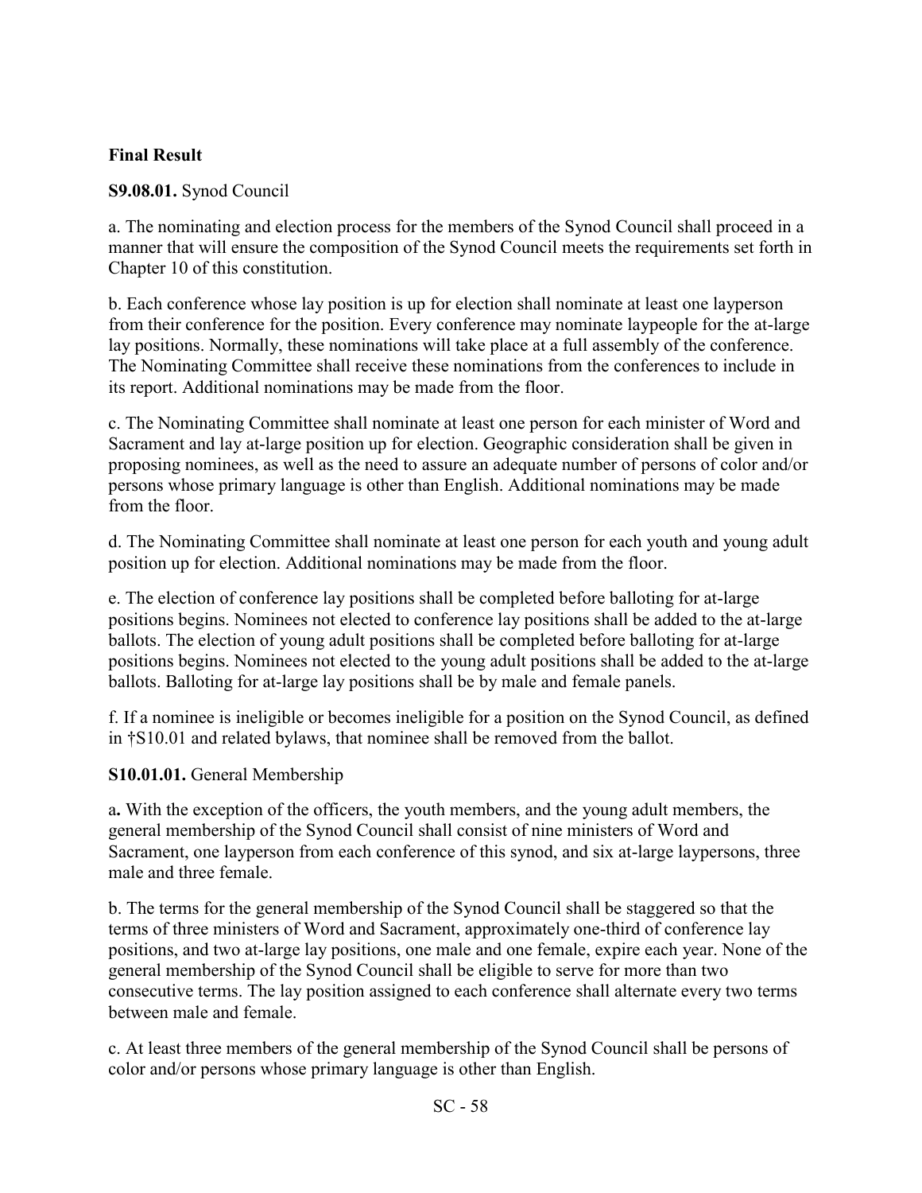**Final Result**

**S9.08.01.** Synod Council

a. The nominating and election process for the members of the Synod Council shall proceed in a manner that will ensure the composition of the Synod Council meets the requirements set forth in Chapter 10 of this constitution.

b. Each conference whose lay position is up for election shall nominate at least one layperson from their conference for the position. Every conference may nominate laypeople for the at-large lay positions. Normally, these nominations will take place at a full assembly of the conference. The Nominating Committee shall receive these nominations from the conferences to include in its report. Additional nominations may be made from the floor.

c. The Nominating Committee shall nominate at least one person for each minister of Word and Sacrament and lay at-large position up for election. Geographic consideration shall be given in proposing nominees, as well as the need to assure an adequate number of persons of color and/or persons whose primary language is other than English. Additional nominations may be made from the floor.

d. The Nominating Committee shall nominate at least one person for each youth and young adult position up for election. Additional nominations may be made from the floor.

e. The election of conference lay positions shall be completed before balloting for at-large positions begins. Nominees not elected to conference lay positions shall be added to the at-large ballots. The election of young adult positions shall be completed before balloting for at-large positions begins. Nominees not elected to the young adult positions shall be added to the at-large ballots. Balloting for at-large lay positions shall be by male and female panels.

f. If a nominee is ineligible or becomes ineligible for a position on the Synod Council, as defined in †S10.01 and related bylaws, that nominee shall be removed from the ballot.

**S10.01.01.** General Membership

a**.** With the exception of the officers, the youth members, and the young adult members, the general membership of the Synod Council shall consist of nine ministers of Word and Sacrament, one layperson from each conference of this synod, and six at-large laypersons, three male and three female.

b. The terms for the general membership of the Synod Council shall be staggered so that the terms of three ministers of Word and Sacrament, approximately one-third of conference lay positions, and two at-large lay positions, one male and one female, expire each year. None of the general membership of the Synod Council shall be eligible to serve for more than two consecutive terms. The lay position assigned to each conference shall alternate every two terms between male and female.

c. At least three members of the general membership of the Synod Council shall be persons of color and/or persons whose primary language is other than English.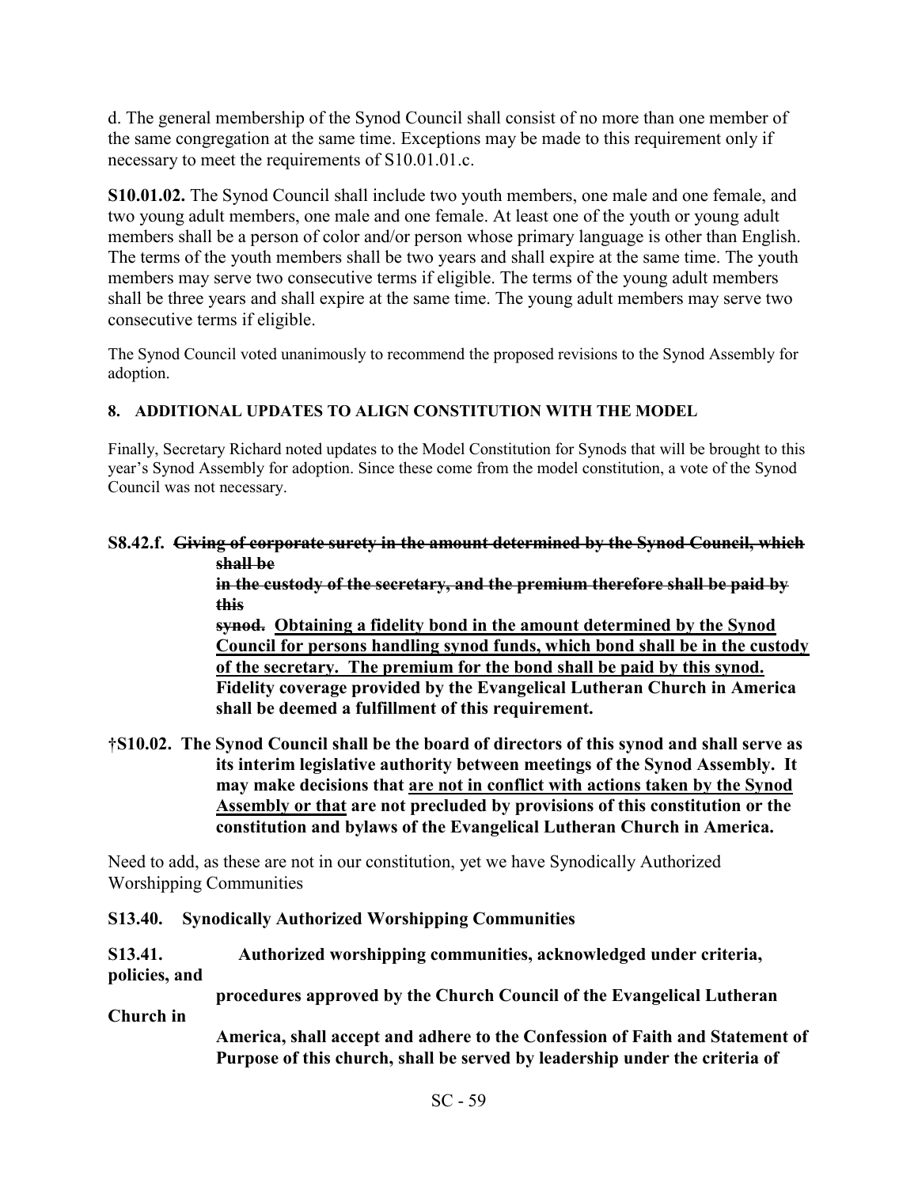d. The general membership of the Synod Council shall consist of no more than one member of the same congregation at the same time. Exceptions may be made to this requirement only if necessary to meet the requirements of S10.01.01.c.

**S10.01.02.** The Synod Council shall include two youth members, one male and one female, and two young adult members, one male and one female. At least one of the youth or young adult members shall be a person of color and/or person whose primary language is other than English. The terms of the youth members shall be two years and shall expire at the same time. The youth members may serve two consecutive terms if eligible. The terms of the young adult members shall be three years and shall expire at the same time. The young adult members may serve two consecutive terms if eligible.

The Synod Council voted unanimously to recommend the proposed revisions to the Synod Assembly for adoption.

**8. ADDITIONAL UPDATES TO ALIGN CONSTITUTION WITH THE MODEL**

Finally, Secretary Richard noted updates to the Model Constitution for Synods that will be brought to this year's Synod Assembly for adoption. Since these come from the model constitution, a vote of the Synod Council was not necessary.

**S8.42.f. ~~Giving of corporate surety in the amount determined by the Synod Council, which shall be in the custody of the secretary, and the premium therefore shall be paid by this synod.~~ <u>Obtaining a fidelity bond in the amount determined by the Synod Council for persons handling synod funds, which bond shall be in the custody of the secretary. The premium for the bond shall be paid by this synod.</u> Fidelity coverage provided by the Evangelical Lutheran Church in America shall be deemed a fulfillment of this requirement.**

**†S10.02. The Synod Council shall be the board of directors of this synod and shall serve as its interim legislative authority between meetings of the Synod Assembly. It may make decisions that <u>are not in conflict with actions taken by the Synod Assembly or that</u> are not precluded by provisions of this constitution or the constitution and bylaws of the Evangelical Lutheran Church in America.**

Need to add, as these are not in our constitution, yet we have Synodically Authorized Worshipping Communities

**S13.40. Synodically Authorized Worshipping Communities**

**S13.41. Authorized worshipping communities, acknowledged under criteria, policies, and procedures approved by the Church Council of the Evangelical Lutheran Church in America, shall accept and adhere to the Confession of Faith and Statement of Purpose of this church, shall be served by leadership under the criteria of**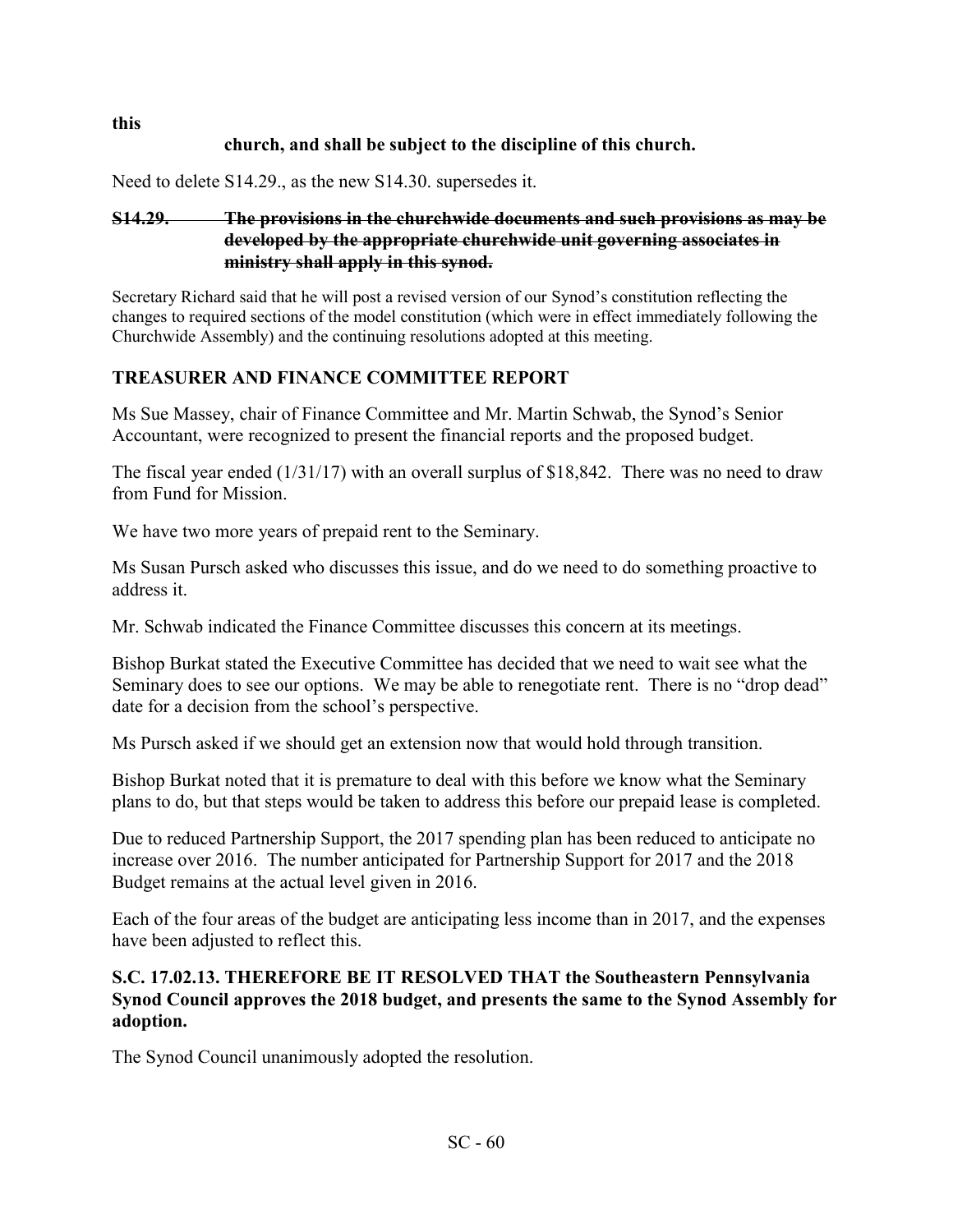**this**

**church, and shall be subject to the discipline of this church.**

Need to delete S14.29., as the new S14.30. supersedes it.

**~~S14.29. The provisions in the churchwide documents and such provisions as may be developed by the appropriate churchwide unit governing associates in ministry shall apply in this synod.~~**

Secretary Richard said that he will post a revised version of our Synod's constitution reflecting the changes to required sections of the model constitution (which were in effect immediately following the Churchwide Assembly) and the continuing resolutions adopted at this meeting.

## TREASURER AND FINANCE COMMITTEE REPORT

Ms Sue Massey, chair of Finance Committee and Mr. Martin Schwab, the Synod's Senior Accountant, were recognized to present the financial reports and the proposed budget.

The fiscal year ended (1/31/17) with an overall surplus of $18,842. There was no need to draw from Fund for Mission.

We have two more years of prepaid rent to the Seminary.

Ms Susan Pursch asked who discusses this issue, and do we need to do something proactive to address it.

Mr. Schwab indicated the Finance Committee discusses this concern at its meetings.

Bishop Burkat stated the Executive Committee has decided that we need to wait see what the Seminary does to see our options. We may be able to renegotiate rent. There is no "drop dead" date for a decision from the school's perspective.

Ms Pursch asked if we should get an extension now that would hold through transition.

Bishop Burkat noted that it is premature to deal with this before we know what the Seminary plans to do, but that steps would be taken to address this before our prepaid lease is completed.

Due to reduced Partnership Support, the 2017 spending plan has been reduced to anticipate no increase over 2016. The number anticipated for Partnership Support for 2017 and the 2018 Budget remains at the actual level given in 2016.

Each of the four areas of the budget are anticipating less income than in 2017, and the expenses have been adjusted to reflect this.

**S.C. 17.02.13. THEREFORE BE IT RESOLVED THAT the Southeastern Pennsylvania Synod Council approves the 2018 budget, and presents the same to the Synod Assembly for adoption.**

The Synod Council unanimously adopted the resolution.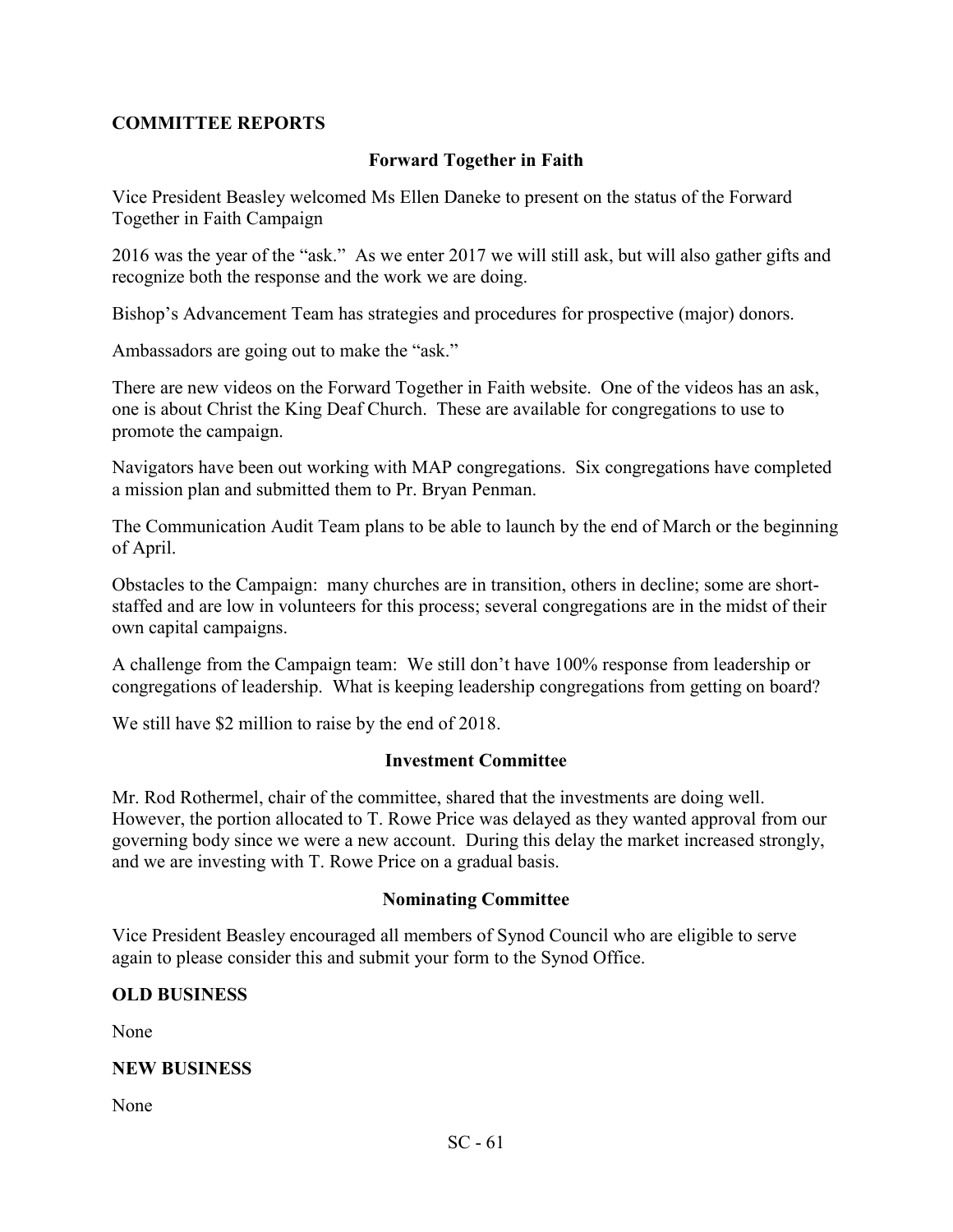## COMMITTEE REPORTS

### Forward Together in Faith

Vice President Beasley welcomed Ms Ellen Daneke to present on the status of the Forward Together in Faith Campaign

2016 was the year of the "ask." As we enter 2017 we will still ask, but will also gather gifts and recognize both the response and the work we are doing.

Bishop's Advancement Team has strategies and procedures for prospective (major) donors.

Ambassadors are going out to make the "ask."

There are new videos on the Forward Together in Faith website. One of the videos has an ask, one is about Christ the King Deaf Church. These are available for congregations to use to promote the campaign.

Navigators have been out working with MAP congregations. Six congregations have completed a mission plan and submitted them to Pr. Bryan Penman.

The Communication Audit Team plans to be able to launch by the end of March or the beginning of April.

Obstacles to the Campaign: many churches are in transition, others in decline; some are short-staffed and are low in volunteers for this process; several congregations are in the midst of their own capital campaigns.

A challenge from the Campaign team: We still don't have 100% response from leadership or congregations of leadership. What is keeping leadership congregations from getting on board?

We still have $2 million to raise by the end of 2018.

### Investment Committee

Mr. Rod Rothermel, chair of the committee, shared that the investments are doing well. However, the portion allocated to T. Rowe Price was delayed as they wanted approval from our governing body since we were a new account. During this delay the market increased strongly, and we are investing with T. Rowe Price on a gradual basis.

### Nominating Committee

Vice President Beasley encouraged all members of Synod Council who are eligible to serve again to please consider this and submit your form to the Synod Office.

## OLD BUSINESS

None

## NEW BUSINESS

None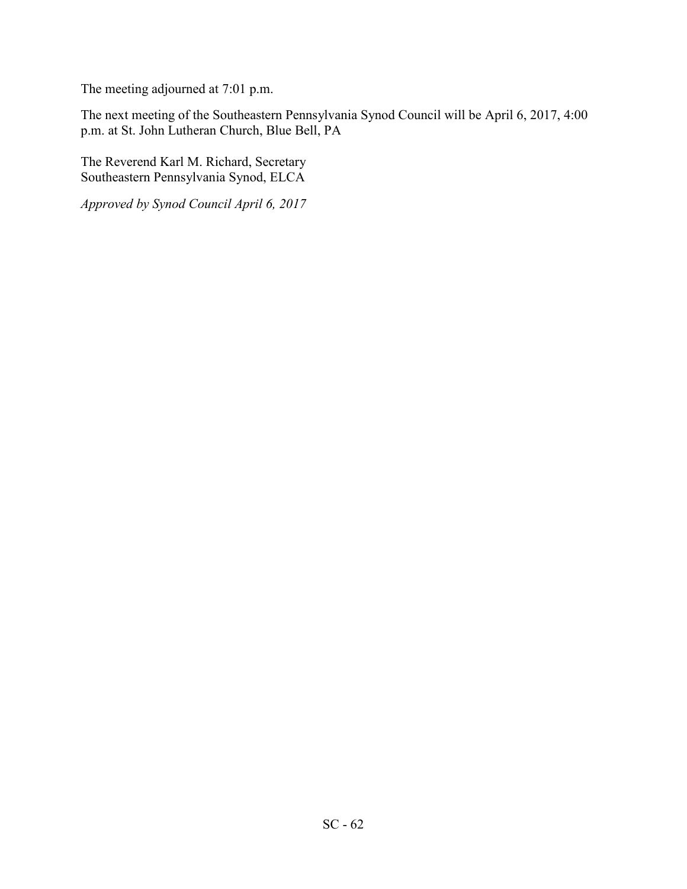The meeting adjourned at 7:01 p.m.

The next meeting of the Southeastern Pennsylvania Synod Council will be April 6, 2017, 4:00 p.m. at St. John Lutheran Church, Blue Bell, PA

The Reverend Karl M. Richard, Secretary
Southeastern Pennsylvania Synod, ELCA

*Approved by Synod Council April 6, 2017*